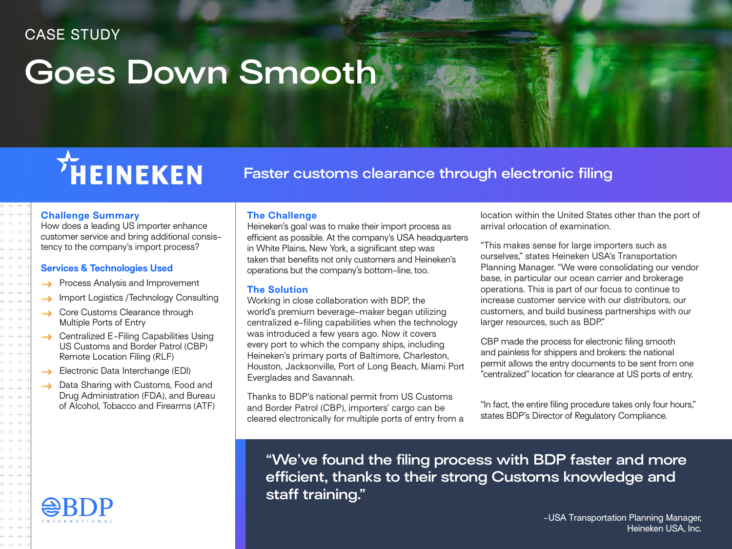CASE STUDY

# Goes Down Smooth

HEINEKEN

## Faster customs clearance through electronic filing

### Challenge Summary

How does a leading US importer enhance customer service and bring additional consistency to the company's import process?

### Services & Technologies Used

- Process Analysis and Improvement
- Import Logistics /Technology Consulting
- Core Customs Clearance through Multiple Ports of Entry
- Centralized E-Filing Capabilities Using US Customs and Border Patrol (CBP) Remote Location Filing (RLF)
- Electronic Data Interchange (EDI)
- Data Sharing with Customs, Food and Drug Administration (FDA), and Bureau of Alcohol, Tobacco and Firearms (ATF)

BDP INTERNATIONAL

### The Challenge

Heineken's goal was to make their import process as efficient as possible. At the company's USA headquarters in White Plains, New York, a significant step was taken that benefits not only customers and Heineken's operations but the company's bottom-line, too.

### The Solution

Working in close collaboration with BDP, the world's premium beverage-maker began utilizing centralized e-filing capabilities when the technology was introduced a few years ago. Now it covers every port to which the company ships, including Heineken's primary ports of Baltimore, Charleston, Houston, Jacksonville, Port of Long Beach, Miami Port Everglades and Savannah.

Thanks to BDP's national permit from US Customs and Border Patrol (CBP), importers' cargo can be cleared electronically for multiple ports of entry from a location within the United States other than the port of arrival orlocation of examination.

"This makes sense for large importers such as ourselves," states Heineken USA's Transportation Planning Manager. "We were consolidating our vendor base, in particular our ocean carrier and brokerage operations. This is part of our focus to continue to increase customer service with our distributors, our customers, and build business partnerships with our larger resources, such as BDP."

CBP made the process for electronic filing smooth and painless for shippers and brokers: the national permit allows the entry documents to be sent from one "centralized" location for clearance at US ports of entry.

"In fact, the entire filing procedure takes only four hours," states BDP's Director of Regulatory Compliance.

> "We've found the filing process with BDP faster and more efficient, thanks to their strong Customs knowledge and staff training."
>
> -USA Transportation Planning Manager, Heineken USA, Inc.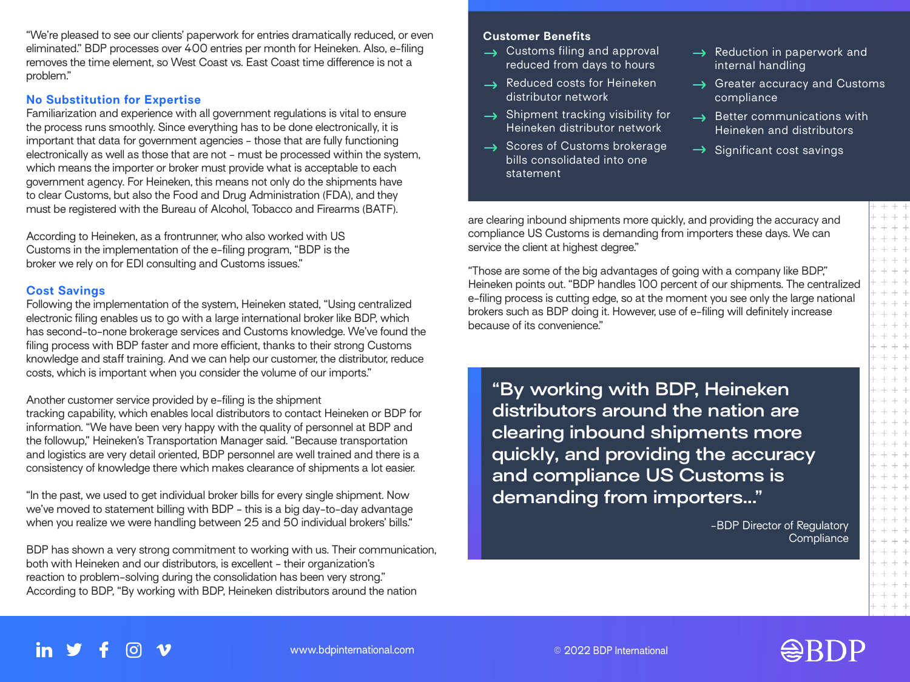"We're pleased to see our clients' paperwork for entries dramatically reduced, or even eliminated." BDP processes over 400 entries per month for Heineken. Also, e-filing removes the time element, so West Coast vs. East Coast time difference is not a problem."

## No Substitution for Expertise

Familiarization and experience with all government regulations is vital to ensure the process runs smoothly. Since everything has to be done electronically, it is important that data for government agencies - those that are fully functioning electronically as well as those that are not - must be processed within the system, which means the importer or broker must provide what is acceptable to each government agency. For Heineken, this means not only do the shipments have to clear Customs, but also the Food and Drug Administration (FDA), and they must be registered with the Bureau of Alcohol, Tobacco and Firearms (BATF).

According to Heineken, as a frontrunner, who also worked with US Customs in the implementation of the e-filing program, "BDP is the broker we rely on for EDI consulting and Customs issues."

## Cost Savings

Following the implementation of the system, Heineken stated, "Using centralized electronic filing enables us to go with a large international broker like BDP, which has second-to-none brokerage services and Customs knowledge. We've found the filing process with BDP faster and more efficient, thanks to their strong Customs knowledge and staff training. And we can help our customer, the distributor, reduce costs, which is important when you consider the volume of our imports."

Another customer service provided by e-filing is the shipment tracking capability, which enables local distributors to contact Heineken or BDP for information. "We have been very happy with the quality of personnel at BDP and the followup," Heineken's Transportation Manager said. "Because transportation and logistics are very detail oriented, BDP personnel are well trained and there is a consistency of knowledge there which makes clearance of shipments a lot easier.

"In the past, we used to get individual broker bills for every single shipment. Now we've moved to statement billing with BDP - this is a big day-to-day advantage when you realize we were handling between 25 and 50 individual brokers' bills."

BDP has shown a very strong commitment to working with us. Their communication, both with Heineken and our distributors, is excellent - their organization's reaction to problem-solving during the consolidation has been very strong." According to BDP, "By working with BDP, Heineken distributors around the nation are clearing inbound shipments more quickly, and providing the accuracy and compliance US Customs is demanding from importers these days. We can service the client at highest degree."

"Those are some of the big advantages of going with a company like BDP," Heineken points out. "BDP handles 100 percent of our shipments. The centralized e-filing process is cutting edge, so at the moment you see only the large national brokers such as BDP doing it. However, use of e-filing will definitely increase because of its convenience."

### Customer Benefits

- Customs filing and approval reduced from days to hours
- Reduced costs for Heineken distributor network
- Shipment tracking visibility for Heineken distributor network
- Scores of Customs brokerage bills consolidated into one statement
- Reduction in paperwork and internal handling
- Greater accuracy and Customs compliance
- Better communications with Heineken and distributors
- Significant cost savings

> **"By working with BDP, Heineken distributors around the nation are clearing inbound shipments more quickly, and providing the accuracy and compliance US Customs is demanding from importers..."**
>
> -BDP Director of Regulatory Compliance

www.bdpinternational.com

© 2022 BDP International